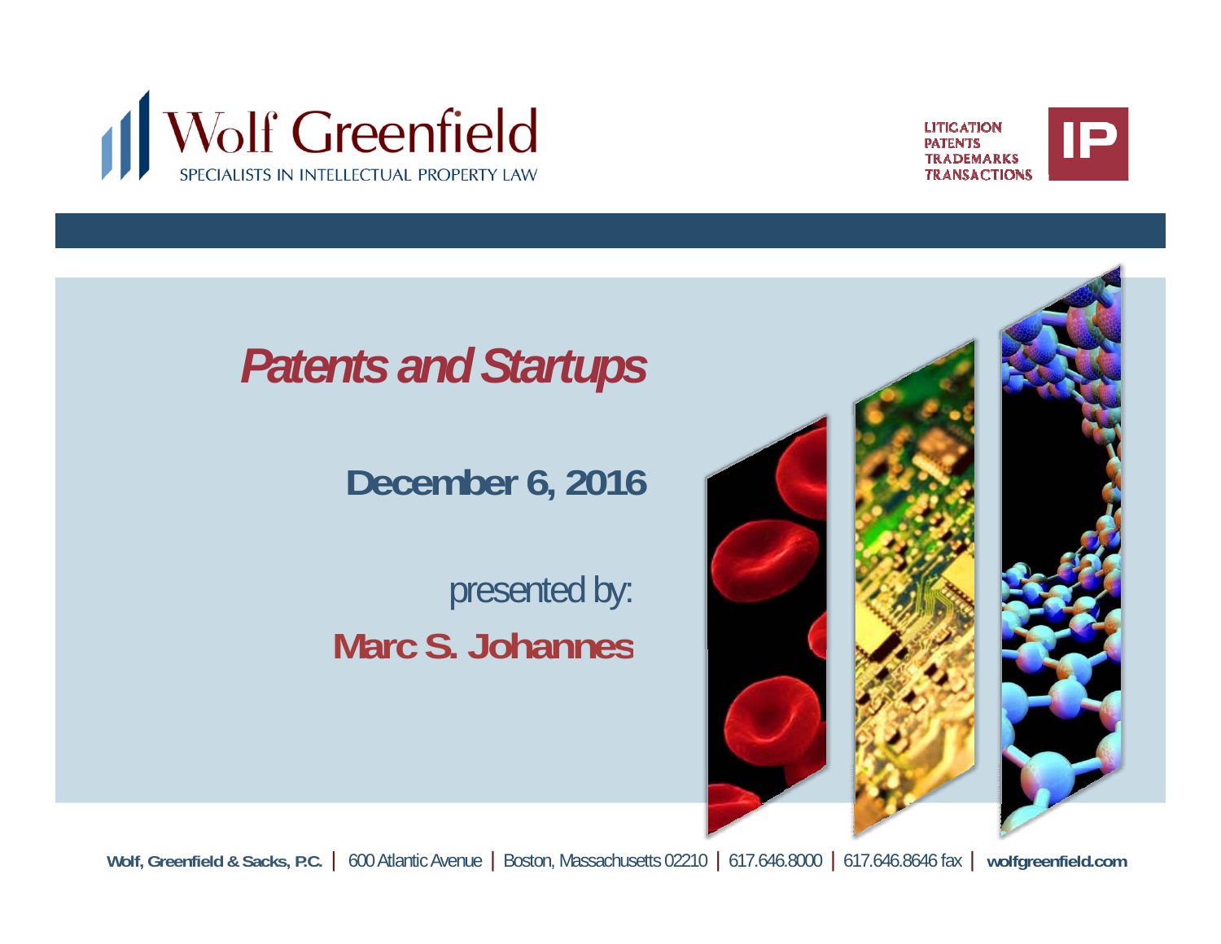Wolf Greenfield

SPECIALISTS IN INTELLECTUAL PROPERTY LAW

LITIGATION
PATENTS
TRADEMARKS
TRANSACTIONS

IP

# *Patents and Startups*

**December 6, 2016**

presented by:

**Marc S. Johannes**

**Wolf, Greenfield & Sacks, P.C.** | 600 Atlantic Avenue | Boston, Massachusetts 02210 | 617.646.8000 | 617.646.8646 fax | **wolfgreenfield.com**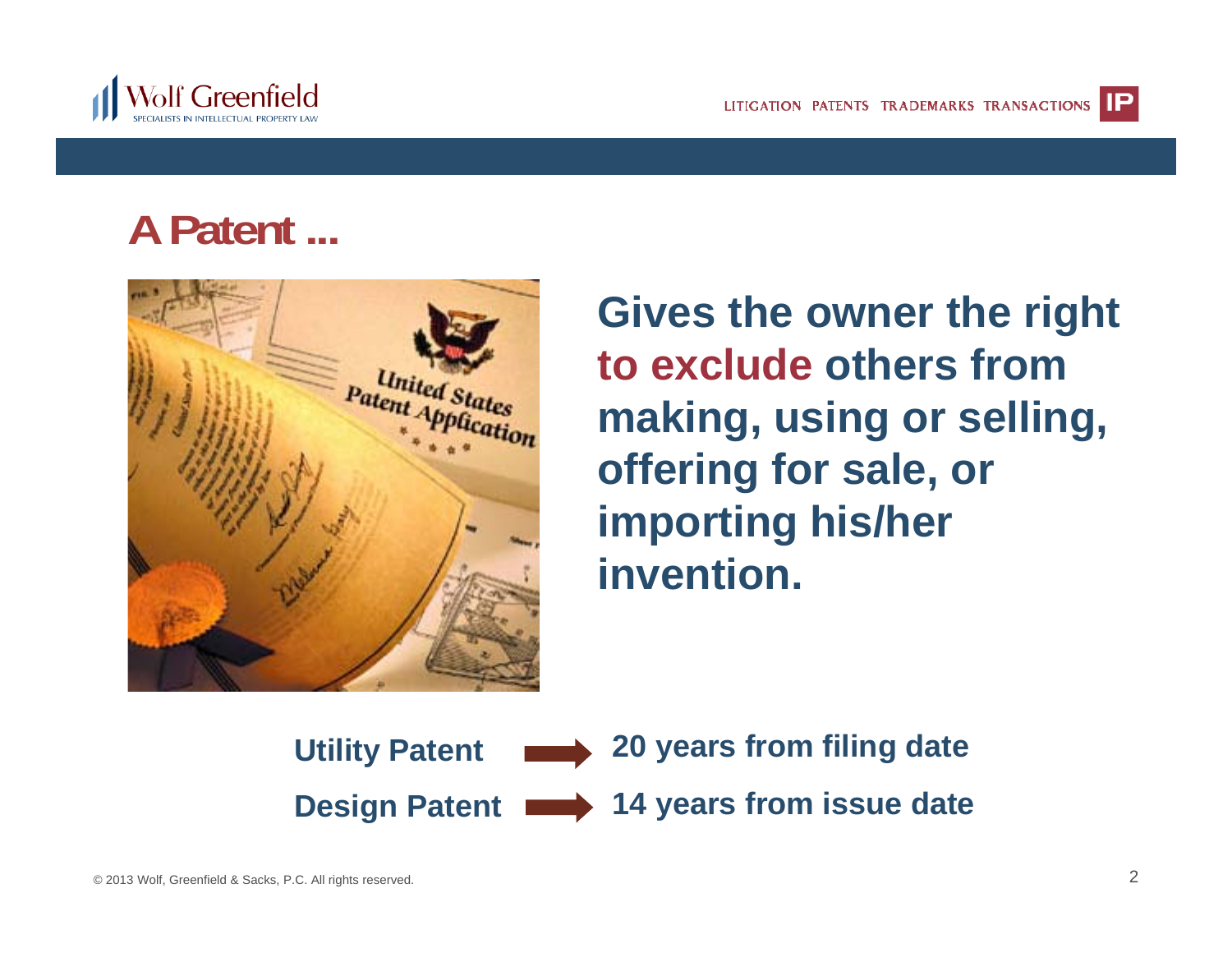# A Patent ...

**Gives the owner the right to exclude others from making, using or selling, offering for sale, or importing his/her invention.**

**Utility Patent** → **20 years from filing date**

**Design Patent** → **14 years from issue date**

© 2013 Wolf, Greenfield & Sacks, P.C. All rights reserved.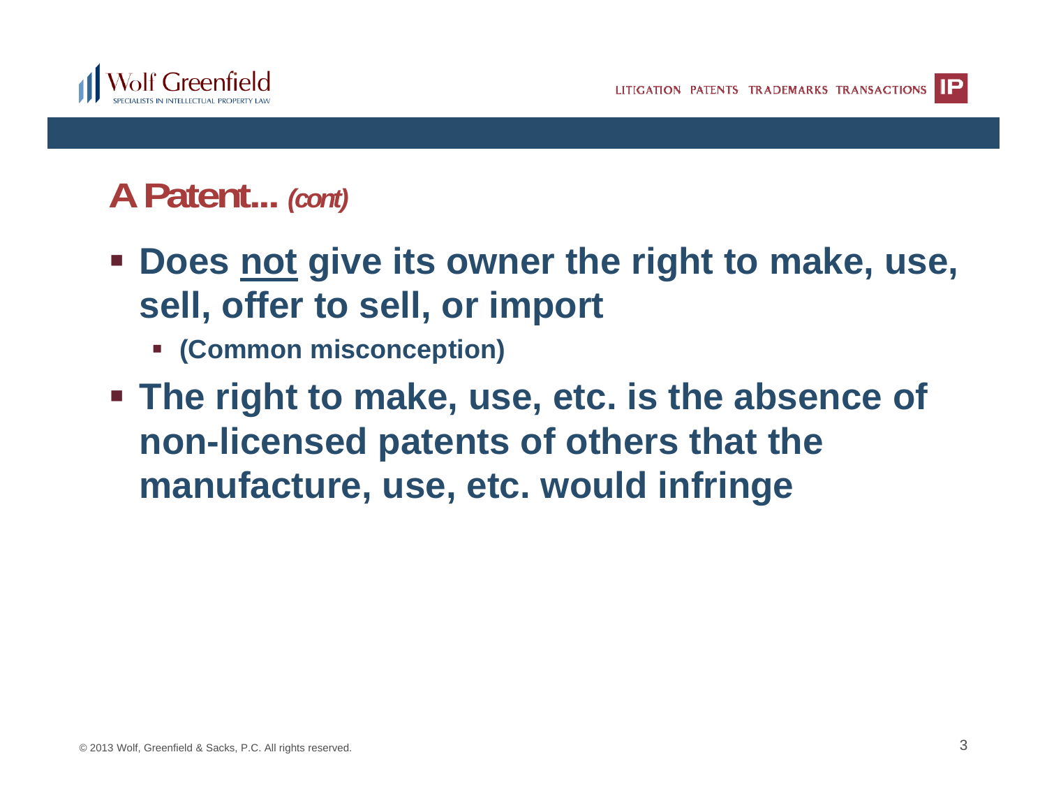## A Patent... *(cont)*

- **Does <u>not</u> give its owner the right to make, use, sell, offer to sell, or import**
  - **(Common misconception)**
- **The right to make, use, etc. is the absence of non-licensed patents of others that the manufacture, use, etc. would infringe**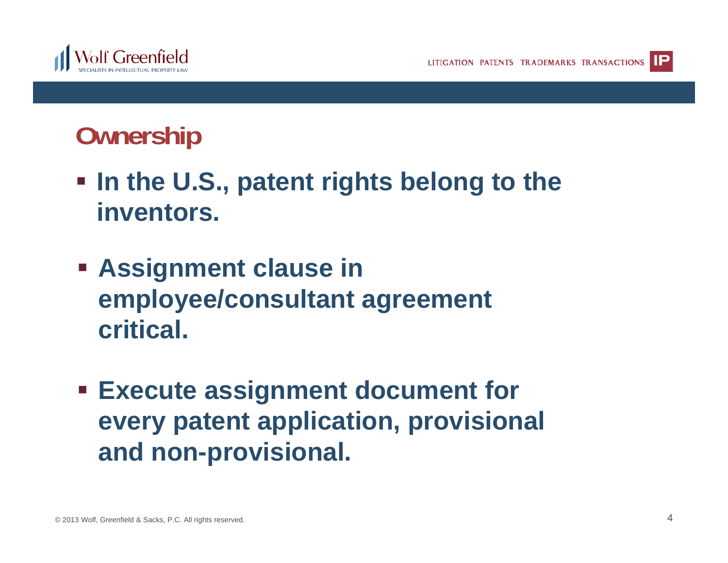## Ownership

- **In the U.S., patent rights belong to the inventors.**
- **Assignment clause in employee/consultant agreement critical.**
- **Execute assignment document for every patent application, provisional and non-provisional.**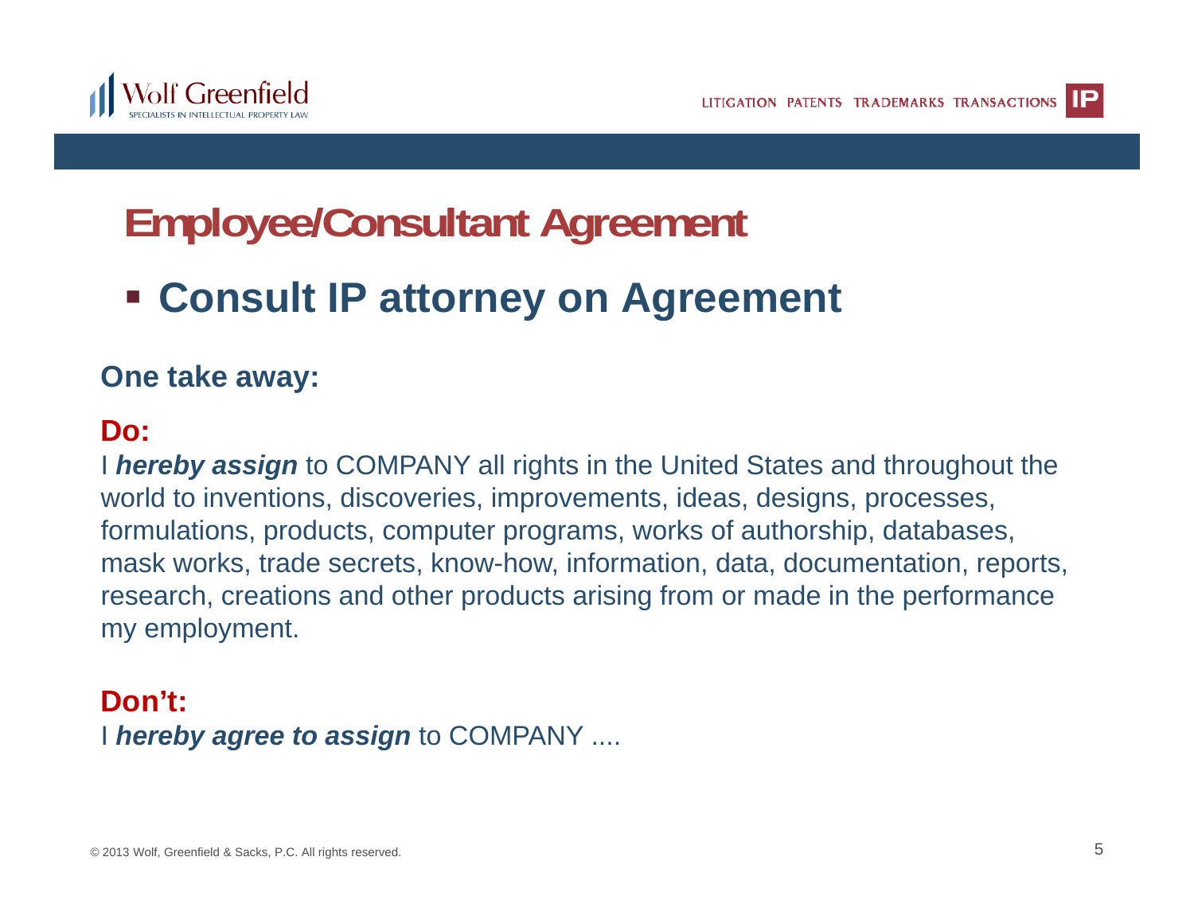# Employee/Consultant Agreement

- **Consult IP attorney on Agreement**

**One take away:**

**Do:**

I ***hereby assign*** to COMPANY all rights in the United States and throughout the world to inventions, discoveries, improvements, ideas, designs, processes, formulations, products, computer programs, works of authorship, databases, mask works, trade secrets, know-how, information, data, documentation, reports, research, creations and other products arising from or made in the performance my employment.

**Don't:**

I ***hereby agree to assign*** to COMPANY ....

© 2013 Wolf, Greenfield & Sacks, P.C. All rights reserved.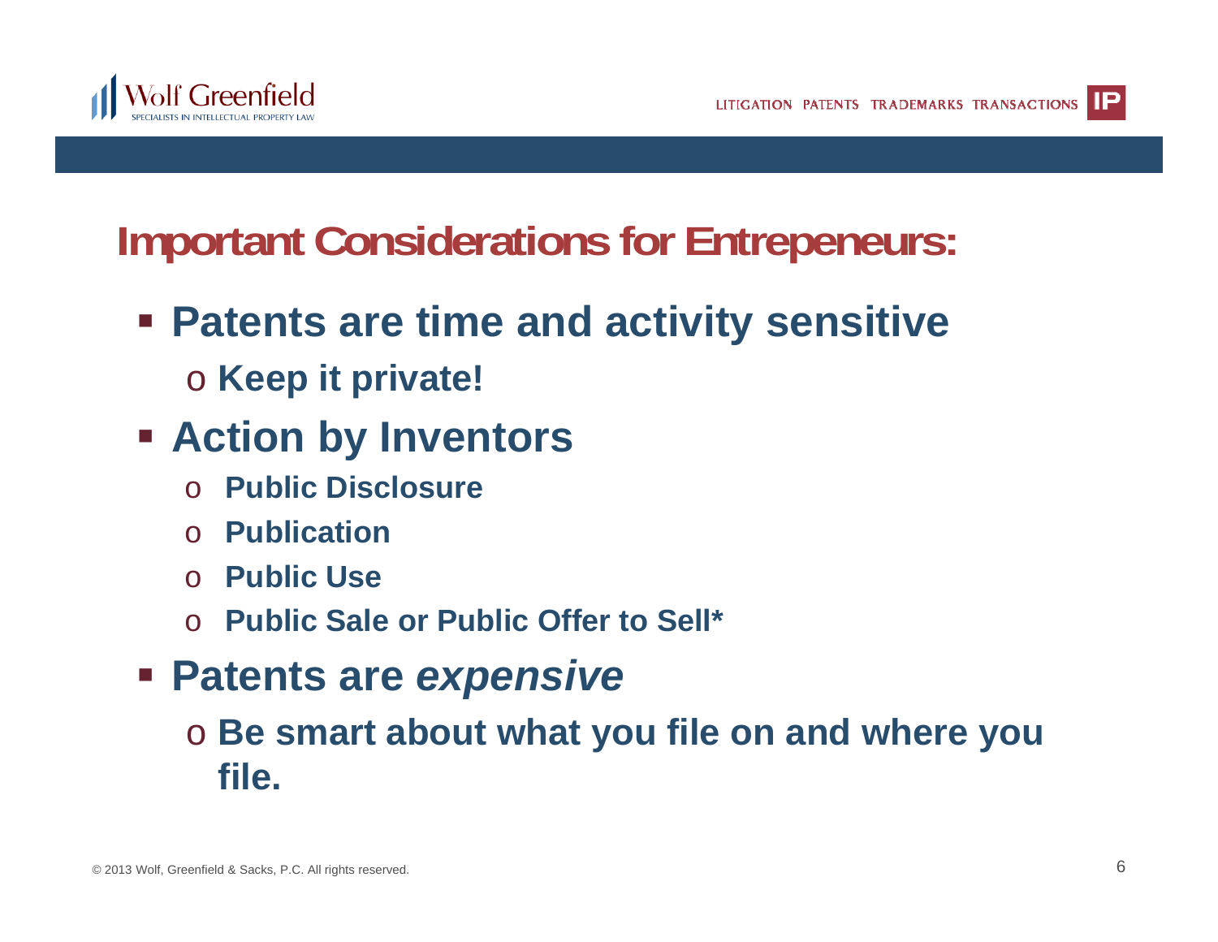## Important Considerations for Entrepeneurs:

- **Patents are time and activity sensitive**
  - **Keep it private!**
- **Action by Inventors**
  - **Public Disclosure**
  - **Publication**
  - **Public Use**
  - **Public Sale or Public Offer to Sell***
- **Patents are *expensive***
  - **Be smart about what you file on and where you file.**

© 2013 Wolf, Greenfield & Sacks, P.C. All rights reserved.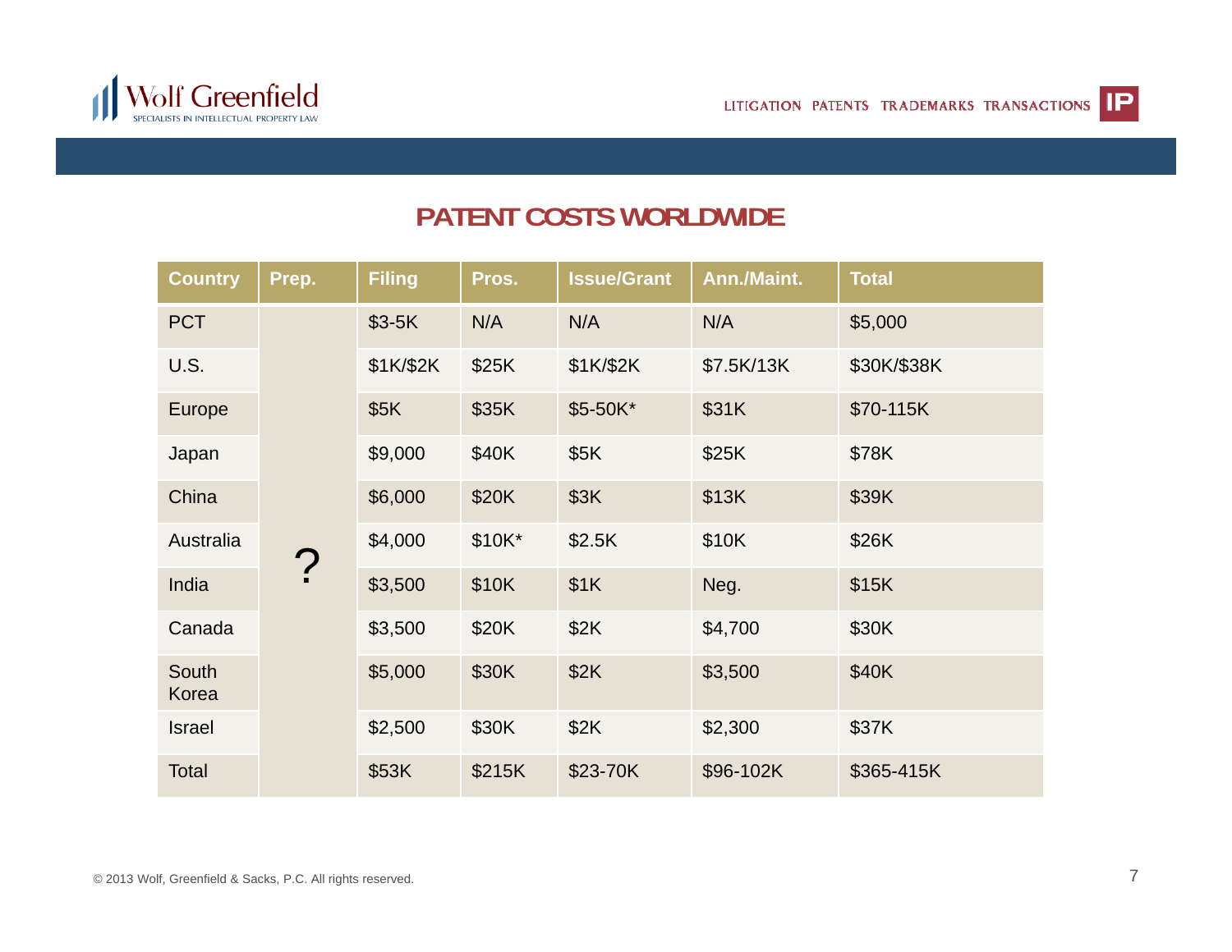## PATENT COSTS WORLDWIDE

| Country | Prep. | Filing | Pros. | Issue/Grant | Ann./Maint. | Total |
|---|---|---|---|---|---|---|
| PCT | ? | $3-5K | N/A | N/A | N/A | $5,000 |
| U.S. | | $1K/$2K | $25K | $1K/$2K | $7.5K/13K | $30K/$38K |
| Europe | | $5K | $35K | $5-50K* | $31K | $70-115K |
| Japan | | $9,000 | $40K | $5K | $25K | $78K |
| China | | $6,000 | $20K | $3K | $13K | $39K |
| Australia | | $4,000 | $10K* | $2.5K | $10K | $26K |
| India | | $3,500 | $10K | $1K | Neg. | $15K |
| Canada | | $3,500 | $20K | $2K | $4,700 | $30K |
| South Korea | | $5,000 | $30K | $2K | $3,500 | $40K |
| Israel | | $2,500 | $30K | $2K | $2,300 | $37K |
| Total | | $53K | $215K | $23-70K | $96-102K | $365-415K |

© 2013 Wolf, Greenfield & Sacks, P.C. All rights reserved.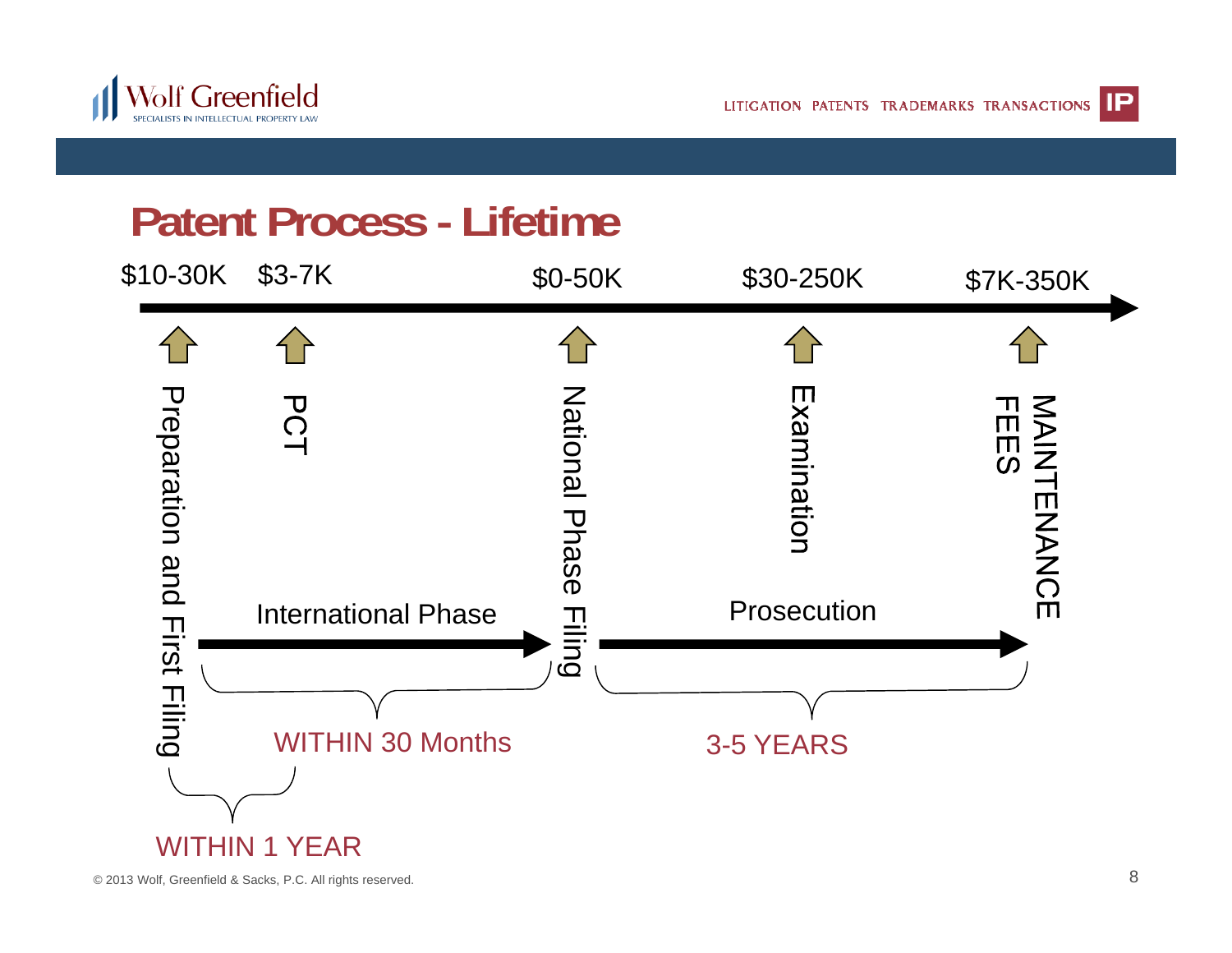# Patent Process - Lifetime

| Stage | Cost |
| --- | --- |
| Preparation and First Filing | $10-30K |
| PCT | $3-7K |
| National Phase Filing | $0-50K |
| Examination | $30-250K |
| MAINTENANCE FEES | $7K-350K |

- Preparation and First Filing → PCT: WITHIN 1 YEAR
- International Phase (PCT → National Phase Filing): WITHIN 30 Months
- Prosecution (National Phase Filing → Maintenance Fees): 3-5 YEARS

© 2013 Wolf, Greenfield & Sacks, P.C. All rights reserved.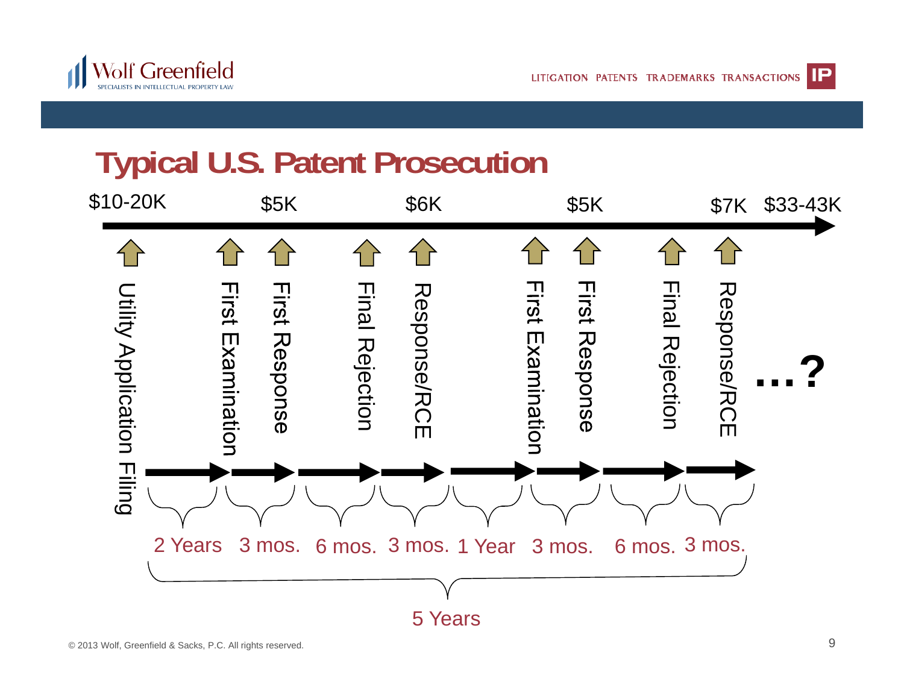# Typical U.S. Patent Prosecution

| Stage | Cost | Time to next stage |
|---|---|---|
| Utility Application Filing | $10-20K | 2 Years |
| First Examination | | 3 mos. |
| First Response | $5K | 6 mos. |
| Final Rejection | | 3 mos. |
| Response/RCE | $6K | 1 Year |
| First Examination | | 3 mos. |
| First Response | $5K | 6 mos. |
| Final Rejection | | 3 mos. |
| Response/RCE | $7K | |
| ...? | $33-43K | |

Total: 5 Years

© 2013 Wolf, Greenfield & Sacks, P.C. All rights reserved.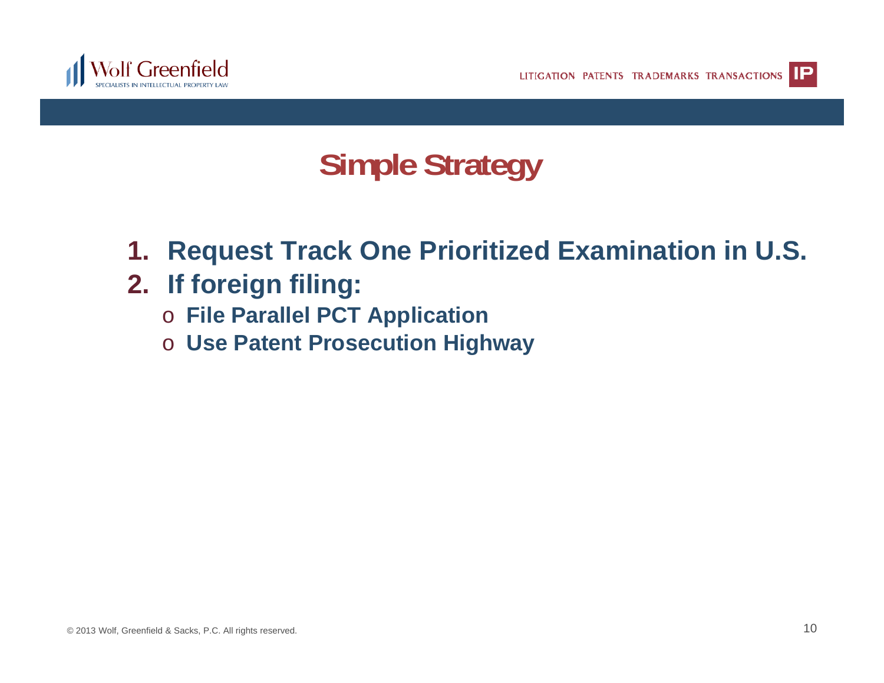# Simple Strategy

1. **Request Track One Prioritized Examination in U.S.**
2. **If foreign filing:**
   - **File Parallel PCT Application**
   - **Use Patent Prosecution Highway**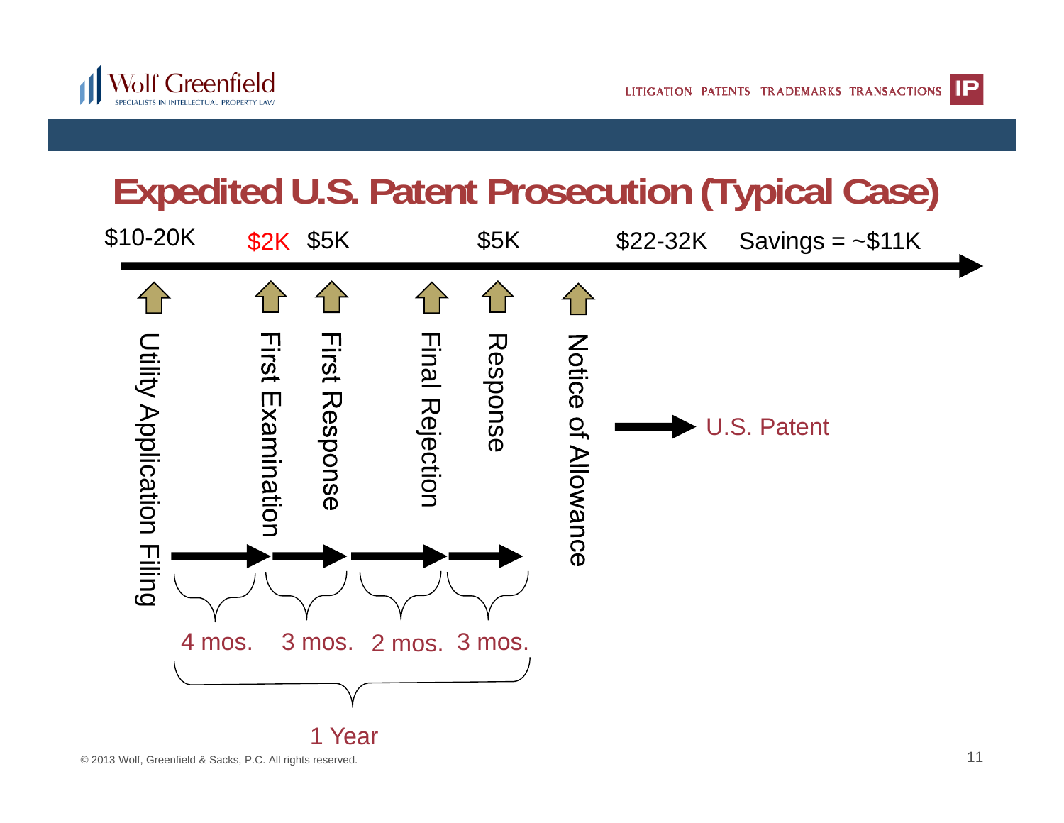# Expedited U.S. Patent Prosecution (Typical Case)

| Stage | Cost |
| --- | --- |
| Utility Application Filing | $10-20K |
| First Examination | $2K |
| First Response | $5K |
| Final Rejection | |
| Response | $5K |
| Notice of Allowance | |
| Total | $22-32K |

Savings = ~$11K

→ U.S. Patent

Utility Application Filing → First Examination: 4 mos.
First Examination → First Response: 3 mos.
First Response → Final Rejection: 2 mos.
Final Rejection → Response: 3 mos.

1 Year

© 2013 Wolf, Greenfield & Sacks, P.C. All rights reserved.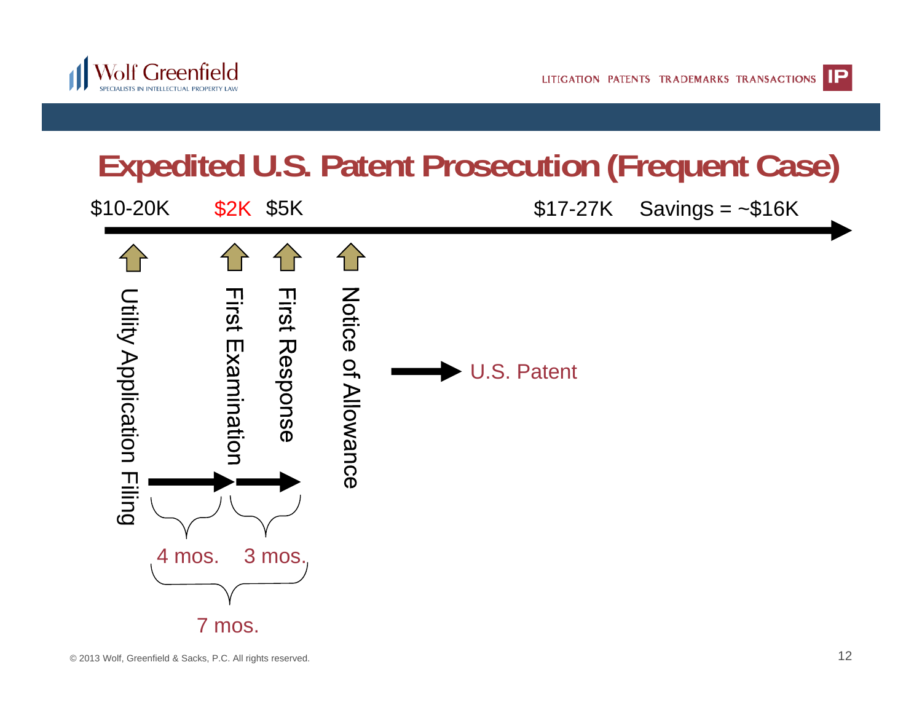# Expedited U.S. Patent Prosecution (Frequent Case)

$10-20K  $2K  $5K  $17-27K  Savings = ~$16K

- Utility Application Filing
- First Examination
- First Response
- Notice of Allowance

→ U.S. Patent

4 mos.  3 mos.

7 mos.

© 2013 Wolf, Greenfield & Sacks, P.C. All rights reserved.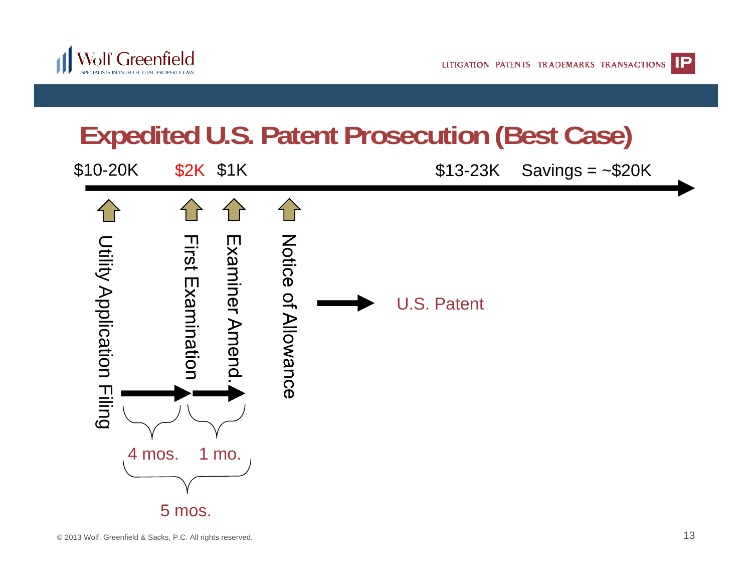# Expedited U.S. Patent Prosecution (Best Case)

$10-20K    $2K    $1K    $13-23K    Savings = ~$20K

Utility Application Filing

First Examination

Examiner Amend.

Notice of Allowance

U.S. Patent

4 mos.    1 mo.

5 mos.

© 2013 Wolf, Greenfield & Sacks, P.C. All rights reserved.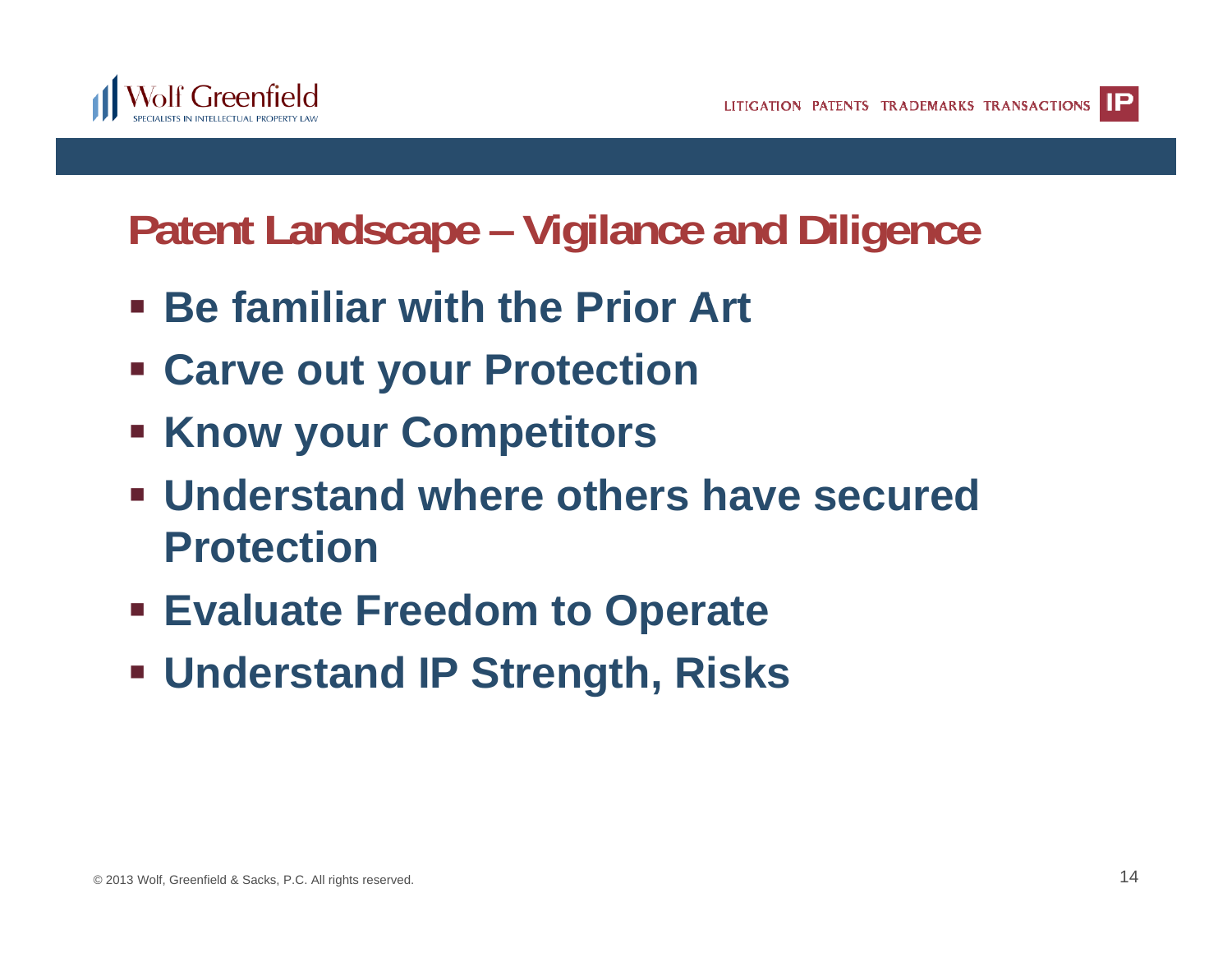# Patent Landscape – Vigilance and Diligence

- **Be familiar with the Prior Art**
- **Carve out your Protection**
- **Know your Competitors**
- **Understand where others have secured Protection**
- **Evaluate Freedom to Operate**
- **Understand IP Strength, Risks**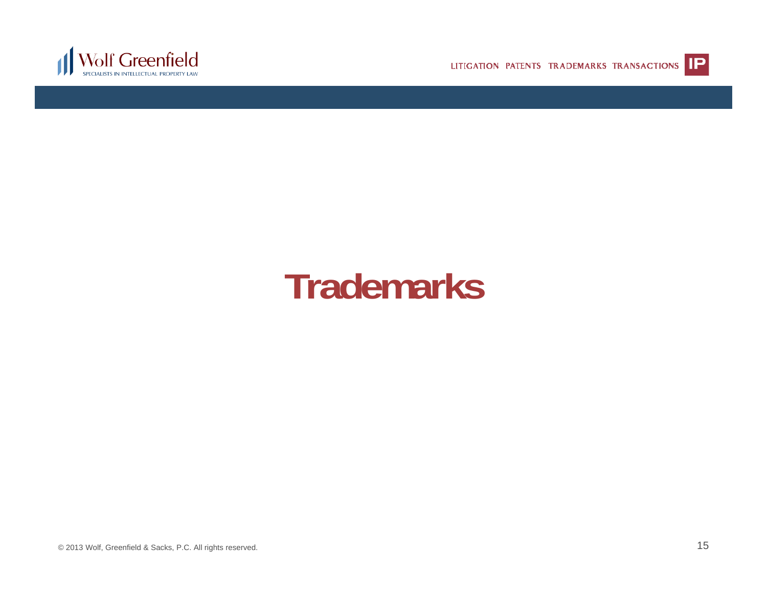# Trademarks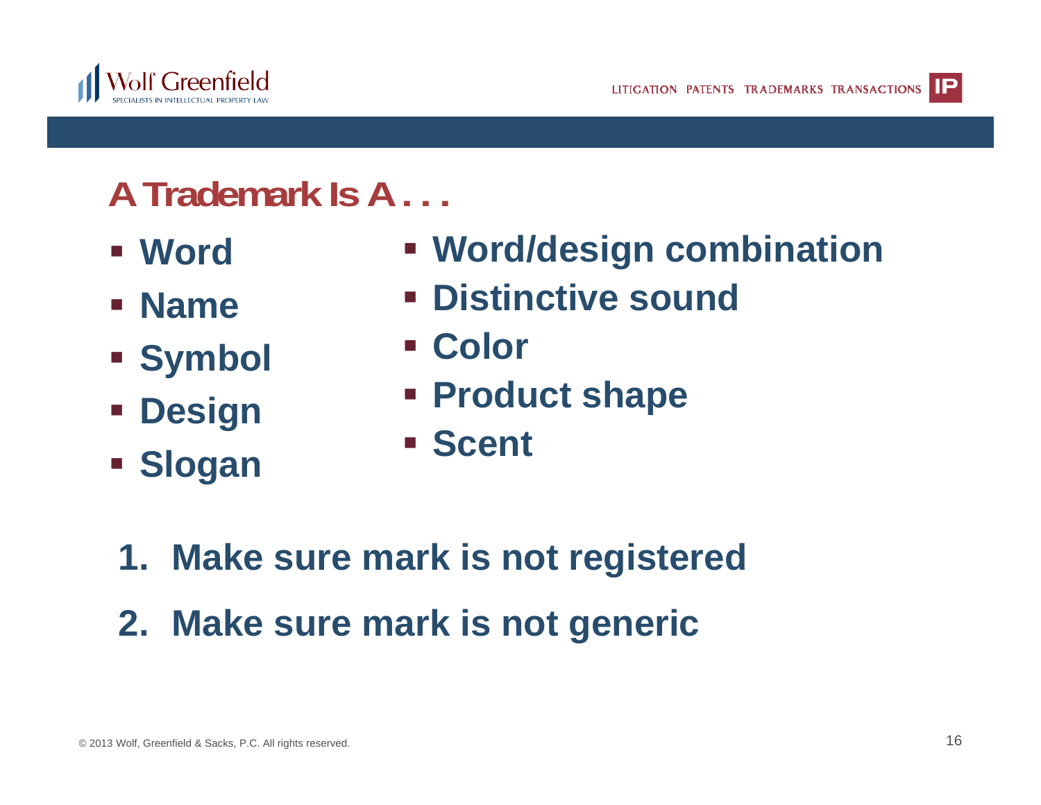## A Trademark Is A . . .

- Word
- Name
- Symbol
- Design
- Slogan
- Word/design combination
- Distinctive sound
- Color
- Product shape
- Scent

1. Make sure mark is not registered
2. Make sure mark is not generic

© 2013 Wolf, Greenfield & Sacks, P.C. All rights reserved.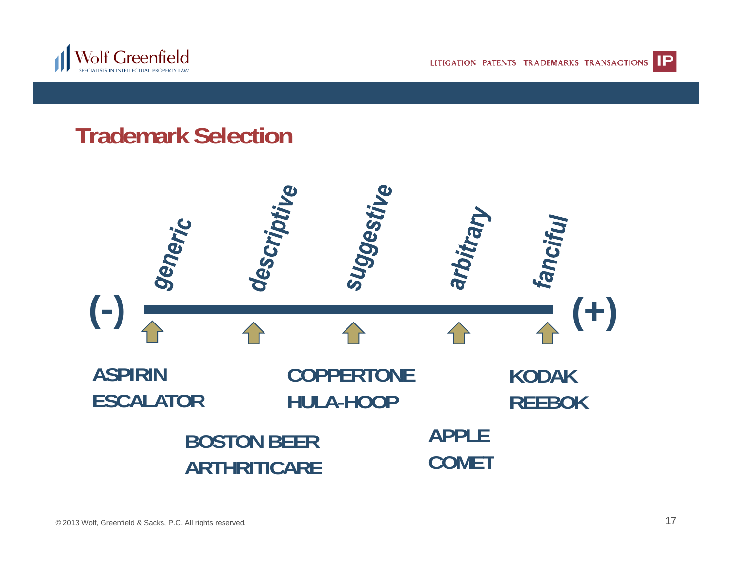# Trademark Selection

(-) *generic* — *descriptive* — *suggestive* — *arbitrary* — *fanciful* (+)

**ASPIRIN**
**ESCALATOR**

**BOSTON BEER**
**ARTHRITICARE**

**COPPERTONE**
**HULA-HOOP**

**APPLE**
**COMET**

**KODAK**
**REEBOK**

© 2013 Wolf, Greenfield & Sacks, P.C. All rights reserved.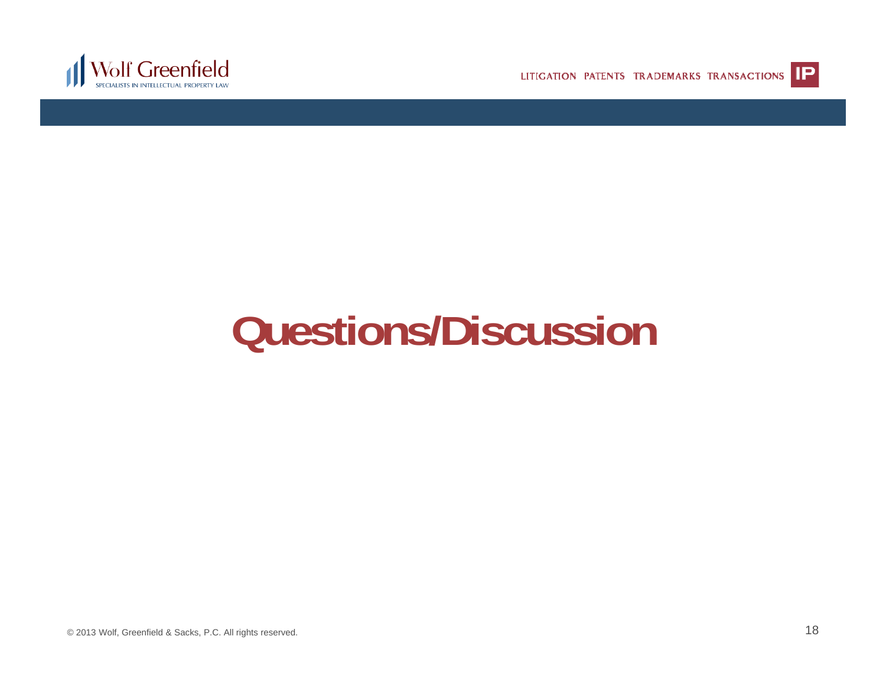# Questions/Discussion